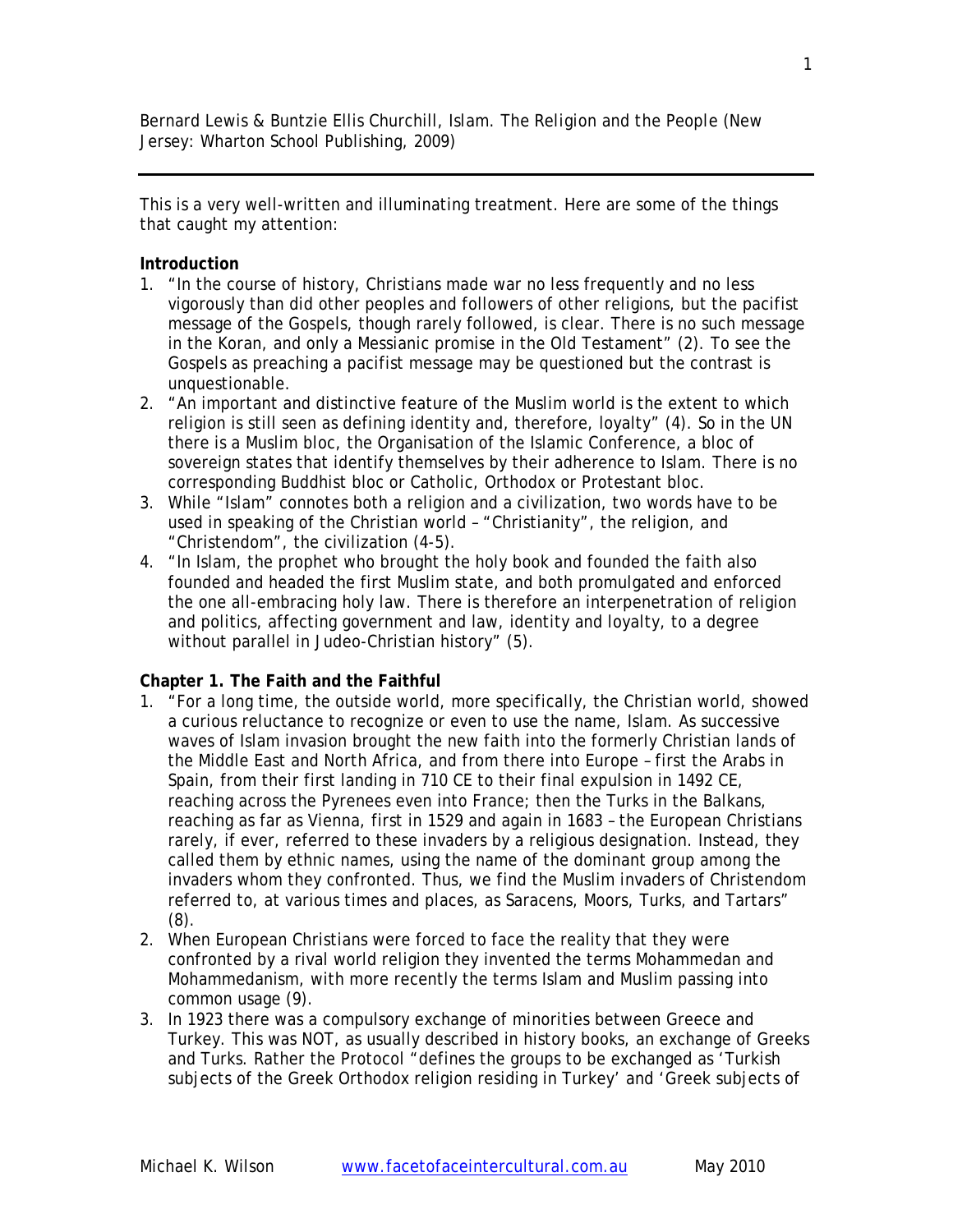Bernard Lewis & Buntzie Ellis Churchill, *Islam. The Religion and the People* (New Jersey: Wharton School Publishing, 2009)

---

This is a very well-written and illuminating treatment. Here are some of the things that caught my attention:

**Introduction**

1. "In the course of history, Christians made war no less frequently and no less vigorously than did other peoples and followers of other religions, but the pacifist message of the Gospels, though rarely followed, is clear. There is no such message in the Koran, and only a Messianic promise in the Old Testament" (2). To see the Gospels as preaching a pacifist message may be questioned but the contrast is unquestionable.
2. "An important and distinctive feature of the Muslim world is the extent to which religion is still seen as defining identity and, therefore, loyalty" (4). So in the UN there is a Muslim bloc, the Organisation of the Islamic Conference, a bloc of sovereign states that identify themselves by their adherence to Islam. There is no corresponding Buddhist bloc or Catholic, Orthodox or Protestant bloc.
3. While "Islam" connotes both a religion and a civilization, two words have to be used in speaking of the Christian world – "Christianity", the religion, and "Christendom", the civilization (4-5).
4. "In Islam, the prophet who brought the holy book and founded the faith also founded and headed the first Muslim state, and both promulgated and enforced the one all-embracing holy law. There is therefore an interpenetration of religion and politics, affecting government and law, identity and loyalty, to a degree without parallel in Judeo-Christian history" (5).

**Chapter 1. The Faith and the Faithful**

1. "For a long time, the outside world, more specifically, the Christian world, showed a curious reluctance to recognize or even to use the name, Islam. As successive waves of Islam invasion brought the new faith into the formerly Christian lands of the Middle East and North Africa, and from there into Europe – first the Arabs in Spain, from their first landing in 710 CE to their final expulsion in 1492 CE, reaching across the Pyrenees even into France; then the Turks in the Balkans, reaching as far as Vienna, first in 1529 and again in 1683 – the European Christians rarely, if ever, referred to these invaders by a religious designation. Instead, they called them by ethnic names, using the name of the dominant group among the invaders whom they confronted. Thus, we find the Muslim invaders of Christendom referred to, at various times and places, as Saracens, Moors, Turks, and Tartars" (8).
2. When European Christians were forced to face the reality that they were confronted by a rival world religion they invented the terms Mohammedan and Mohammedanism, with more recently the terms Islam and Muslim passing into common usage (9).
3. In 1923 there was a compulsory exchange of minorities between Greece and Turkey. This was NOT, as usually described in history books, an exchange of Greeks and Turks. Rather the Protocol "defines the groups to be exchanged as 'Turkish subjects of the Greek Orthodox religion residing in Turkey' and 'Greek subjects of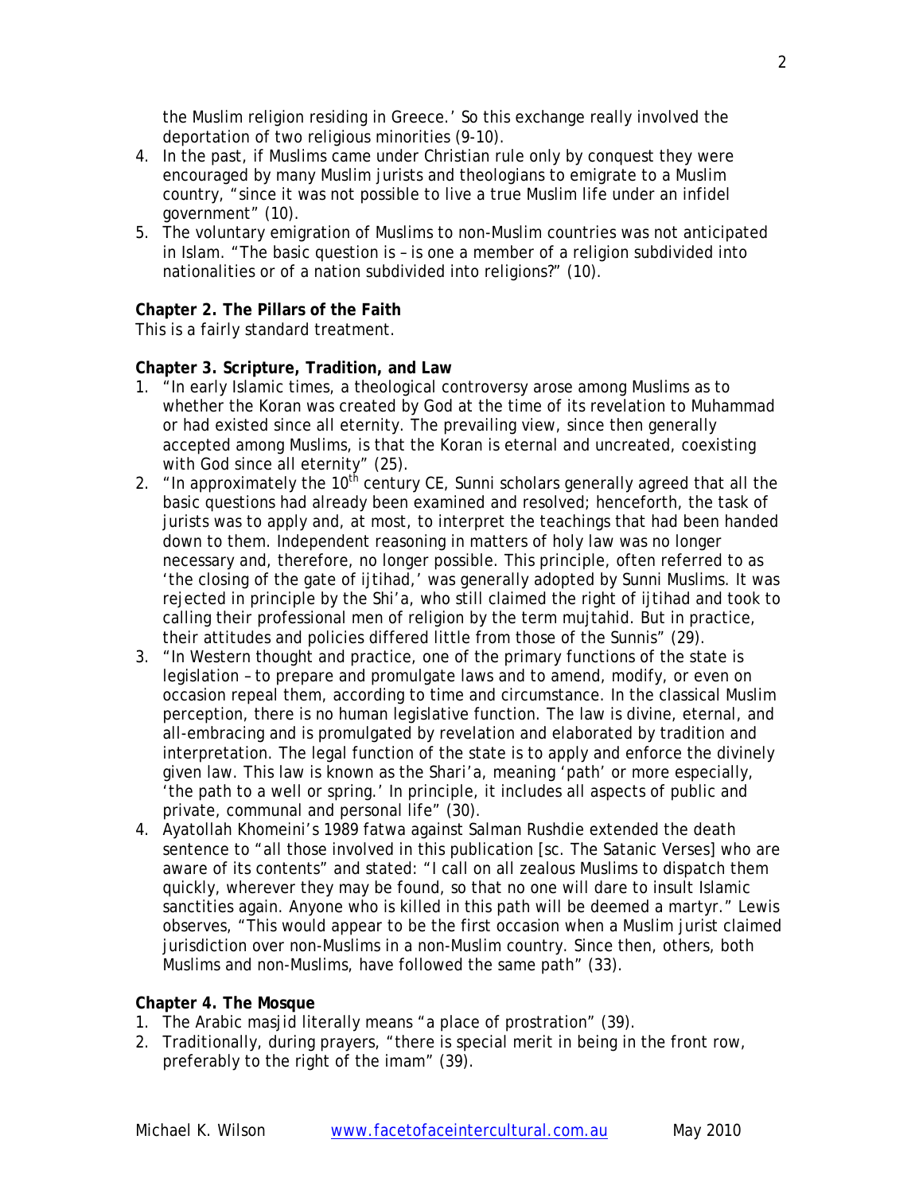the Muslim religion residing in Greece.' So this exchange really involved the deportation of two religious minorities (9-10).

4. In the past, if Muslims came under Christian rule only by conquest they were encouraged by many Muslim jurists and theologians to emigrate to a Muslim country, "since it was not possible to live a true Muslim life under an infidel government" (10).
5. The voluntary emigration of Muslims to non-Muslim countries was not anticipated in Islam. "The basic question is – is one a member of a religion subdivided into nationalities or of a nation subdivided into religions?" (10).

**Chapter 2. The Pillars of the Faith**

This is a fairly standard treatment.

**Chapter 3. Scripture, Tradition, and Law**

1. "In early Islamic times, a theological controversy arose among Muslims as to whether the Koran was created by God at the time of its revelation to Muhammad or had existed since all eternity. The prevailing view, since then generally accepted among Muslims, is that the Koran is eternal and uncreated, coexisting with God since all eternity" (25).
2. "In approximately the 10th century CE, Sunni scholars generally agreed that all the basic questions had already been examined and resolved; henceforth, the task of jurists was to apply and, at most, to interpret the teachings that had been handed down to them. Independent reasoning in matters of holy law was no longer necessary and, therefore, no longer possible. This principle, often referred to as 'the closing of the gate of ijtihad,' was generally adopted by Sunni Muslims. It was rejected in principle by the Shi'a, who still claimed the right of ijtihad and took to calling their professional men of religion by the term mujtahid. But in practice, their attitudes and policies differed little from those of the Sunnis" (29).
3. "In Western thought and practice, one of the primary functions of the state is legislation – to prepare and promulgate laws and to amend, modify, or even on occasion repeal them, according to time and circumstance. In the classical Muslim perception, there is no human legislative function. The law is divine, eternal, and all-embracing and is promulgated by revelation and elaborated by tradition and interpretation. The legal function of the state is to apply and enforce the divinely given law. This law is known as the Shari'a, meaning 'path' or more especially, 'the path to a well or spring.' In principle, it includes all aspects of public and private, communal and personal life" (30).
4. Ayatollah Khomeini's 1989 fatwa against Salman Rushdie extended the death sentence to "all those involved in this publication [sc. The Satanic Verses] who are aware of its contents" and stated: "I call on all zealous Muslims to dispatch them quickly, wherever they may be found, so that no one will dare to insult Islamic sanctities again. Anyone who is killed in this path will be deemed a martyr." Lewis observes, "This would appear to be the first occasion when a Muslim jurist claimed jurisdiction over non-Muslims in a non-Muslim country. Since then, others, both Muslims and non-Muslims, have followed the same path" (33).

**Chapter 4. The Mosque**

1. The Arabic masjid literally means "a place of prostration" (39).
2. Traditionally, during prayers, "there is special merit in being in the front row, preferably to the right of the imam" (39).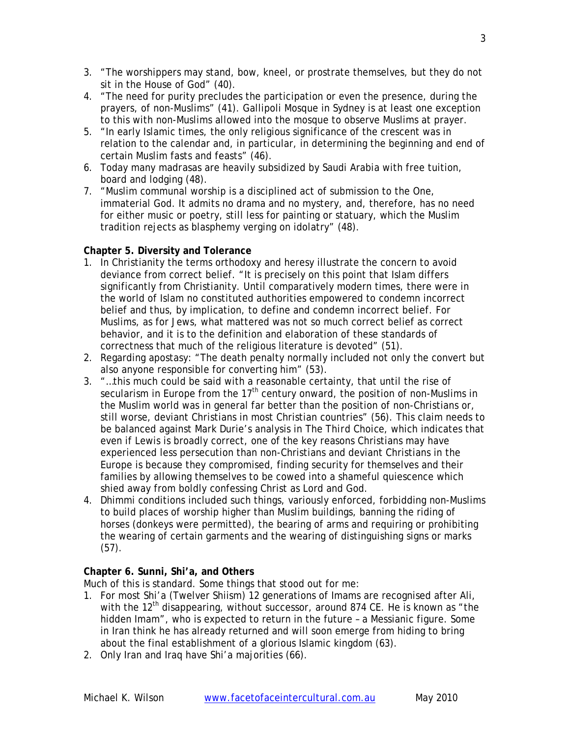3. "The worshippers may stand, bow, kneel, or prostrate themselves, but they do not sit in the House of God" (40).
4. "The need for purity precludes the participation or even the presence, during the prayers, of non-Muslims" (41). Gallipoli Mosque in Sydney is at least one exception to this with non-Muslims allowed into the mosque to observe Muslims at prayer.
5. "In early Islamic times, the only religious significance of the crescent was in relation to the calendar and, in particular, in determining the beginning and end of certain Muslim fasts and feasts" (46).
6. Today many madrasas are heavily subsidized by Saudi Arabia with free tuition, board and lodging (48).
7. "Muslim communal worship is a disciplined act of submission to the One, immaterial God. It admits no drama and no mystery, and, therefore, has no need for either music or poetry, still less for painting or statuary, which the Muslim tradition rejects as blasphemy verging on idolatry" (48).

**Chapter 5. Diversity and Tolerance**

1. In Christianity the terms orthodoxy and heresy illustrate the concern to avoid deviance from correct belief. "It is precisely on this point that Islam differs significantly from Christianity. Until comparatively modern times, there were in the world of Islam no constituted authorities empowered to condemn incorrect belief and thus, by implication, to define and condemn incorrect belief. For Muslims, as for Jews, what mattered was not so much correct belief as correct behavior, and it is to the definition and elaboration of these standards of correctness that much of the religious literature is devoted" (51).
2. Regarding apostasy: "The death penalty normally included not only the convert but also anyone responsible for converting him" (53).
3. "…this much could be said with a reasonable certainty, that until the rise of secularism in Europe from the 17th century onward, the position of non-Muslims in the Muslim world was in general far better than the position of non-Christians or, still worse, deviant Christians in most Christian countries" (56). This claim needs to be balanced against Mark Durie's analysis in *The Third Choice*, which indicates that even if Lewis is broadly correct, one of the key reasons Christians may have experienced less persecution than non-Christians and deviant Christians in the Europe is because they compromised, finding security for themselves and their families by allowing themselves to be cowed into a shameful quiescence which shied away from boldly confessing Christ as Lord and God.
4. Dhimmi conditions included such things, variously enforced, forbidding non-Muslims to build places of worship higher than Muslim buildings, banning the riding of horses (donkeys were permitted), the bearing of arms and requiring or prohibiting the wearing of certain garments and the wearing of distinguishing signs or marks (57).

**Chapter 6. Sunni, Shi'a, and Others**

Much of this is standard. Some things that stood out for me:

1. For most Shi'a (Twelver Shiism) 12 generations of Imams are recognised after Ali, with the 12th disappearing, without successor, around 874 CE. He is known as "the hidden Imam", who is expected to return in the future – a Messianic figure. Some in Iran think he has already returned and will soon emerge from hiding to bring about the final establishment of a glorious Islamic kingdom (63).
2. Only Iran and Iraq have Shi'a majorities (66).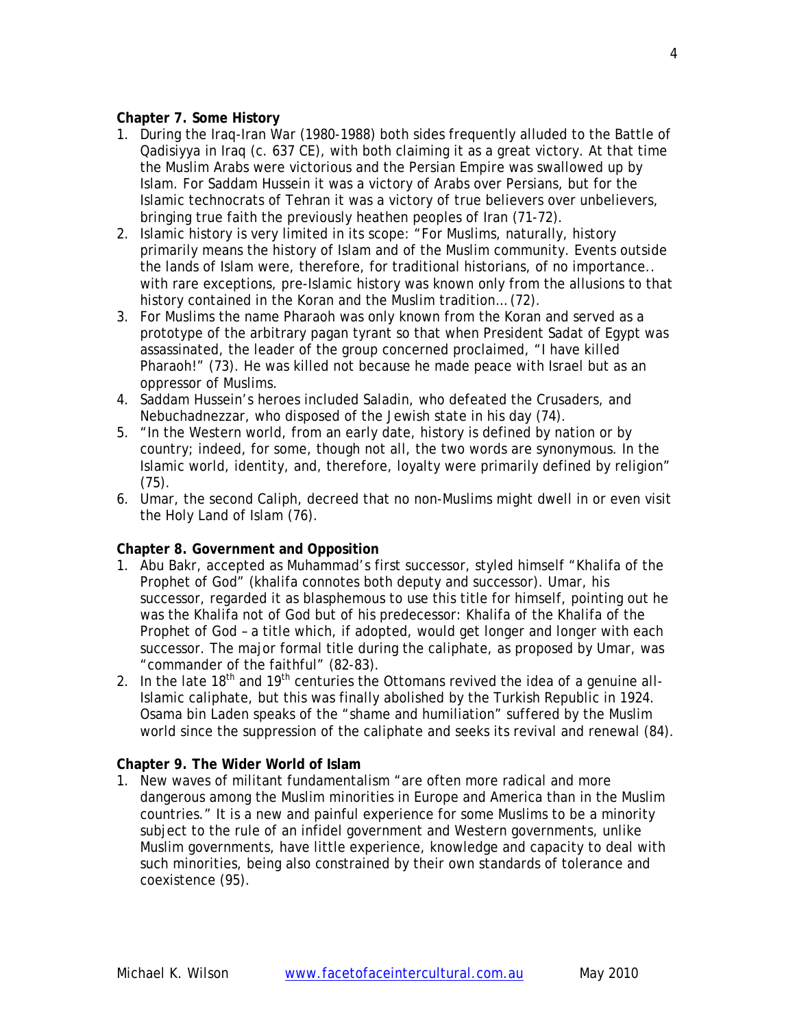**Chapter 7. Some History**

1. During the Iraq-Iran War (1980-1988) both sides frequently alluded to the Battle of Qadisiyya in Iraq (c. 637 CE), with both claiming it as a great victory. At that time the Muslim Arabs were victorious and the Persian Empire was swallowed up by Islam. For Saddam Hussein it was a victory of Arabs over Persians, but for the Islamic technocrats of Tehran it was a victory of true believers over unbelievers, bringing true faith the previously heathen peoples of Iran (71-72).
2. Islamic history is very limited in its scope: "For Muslims, naturally, history primarily means the history of Islam and of the Muslim community. Events outside the lands of Islam were, therefore, for traditional historians, of no importance.. with rare exceptions, pre-Islamic history was known only from the allusions to that history contained in the Koran and the Muslim tradition… (72).
3. For Muslims the name Pharaoh was only known from the Koran and served as a prototype of the arbitrary pagan tyrant so that when President Sadat of Egypt was assassinated, the leader of the group concerned proclaimed, "I have killed Pharaoh!" (73). He was killed not because he made peace with Israel but as an oppressor of Muslims.
4. Saddam Hussein's heroes included Saladin, who defeated the Crusaders, and Nebuchadnezzar, who disposed of the Jewish state in his day (74).
5. "In the Western world, from an early date, history is defined by nation or by country; indeed, for some, though not all, the two words are synonymous. In the Islamic world, identity, and, therefore, loyalty were primarily defined by religion" (75).
6. Umar, the second Caliph, decreed that no non-Muslims might dwell in or even visit the Holy Land of Islam (76).

**Chapter 8. Government and Opposition**

1. Abu Bakr, accepted as Muhammad's first successor, styled himself "Khalifa of the Prophet of God" (khalifa connotes both deputy and successor). Umar, his successor, regarded it as blasphemous to use this title for himself, pointing out he was the Khalifa not of God but of his predecessor: Khalifa of the Khalifa of the Prophet of God – a title which, if adopted, would get longer and longer with each successor. The major formal title during the caliphate, as proposed by Umar, was "commander of the faithful" (82-83).
2. In the late 18th and 19th centuries the Ottomans revived the idea of a genuine all-Islamic caliphate, but this was finally abolished by the Turkish Republic in 1924. Osama bin Laden speaks of the "shame and humiliation" suffered by the Muslim world since the suppression of the caliphate and seeks its revival and renewal (84).

**Chapter 9. The Wider World of Islam**

1. New waves of militant fundamentalism "are often more radical and more dangerous among the Muslim minorities in Europe and America than in the Muslim countries." It is a new and painful experience for some Muslims to be a minority subject to the rule of an infidel government and Western governments, unlike Muslim governments, have little experience, knowledge and capacity to deal with such minorities, being also constrained by their own standards of tolerance and coexistence (95).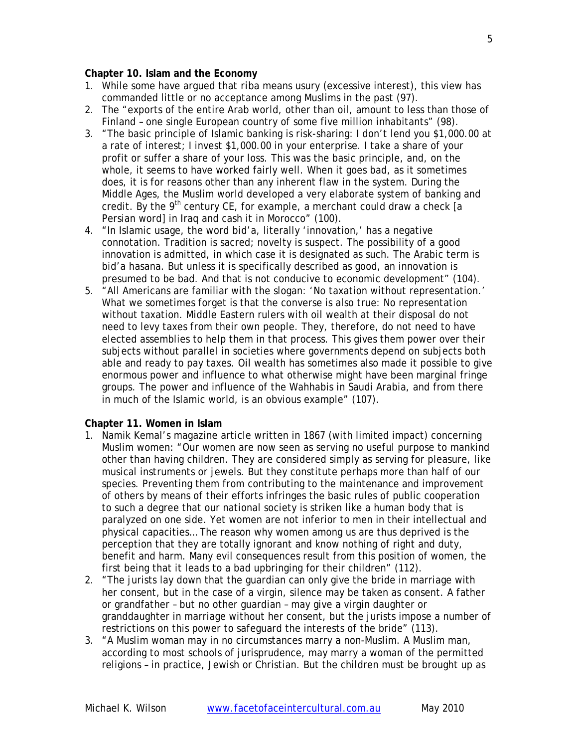**Chapter 10. Islam and the Economy**

1. While some have argued that riba means usury (excessive interest), this view has commanded little or no acceptance among Muslims in the past (97).
2. The "exports of the entire Arab world, other than oil, amount to less than those of Finland – one single European country of some five million inhabitants" (98).
3. "The basic principle of Islamic banking is risk-sharing: I don't lend you $1,000.00 at a rate of interest; I invest $1,000.00 in your enterprise. I take a share of your profit or suffer a share of your loss. This was the basic principle, and, on the whole, it seems to have worked fairly well. When it goes bad, as it sometimes does, it is for reasons other than any inherent flaw in the system. During the Middle Ages, the Muslim world developed a very elaborate system of banking and credit. By the 9th century CE, for example, a merchant could draw a check [a Persian word] in Iraq and cash it in Morocco" (100).
4. "In Islamic usage, the word bid'a, literally 'innovation,' has a negative connotation. Tradition is sacred; novelty is suspect. The possibility of a good innovation is admitted, in which case it is designated as such. The Arabic term is bid'a hasana. But unless it is specifically described as good, an innovation is presumed to be bad. And that is not conducive to economic development" (104).
5. "All Americans are familiar with the slogan: 'No taxation without representation.' What we sometimes forget is that the converse is also true: No representation without taxation. Middle Eastern rulers with oil wealth at their disposal do not need to levy taxes from their own people. They, therefore, do not need to have elected assemblies to help them in that process. This gives them power over their subjects without parallel in societies where governments depend on subjects both able and ready to pay taxes. Oil wealth has sometimes also made it possible to give enormous power and influence to what otherwise might have been marginal fringe groups. The power and influence of the Wahhabis in Saudi Arabia, and from there in much of the Islamic world, is an obvious example" (107).

**Chapter 11. Women in Islam**

1. Namik Kemal's magazine article written in 1867 (with limited impact) concerning Muslim women: "Our women are now seen as serving no useful purpose to mankind other than having children. They are considered simply as serving for pleasure, like musical instruments or jewels. But they constitute perhaps more than half of our species. Preventing them from contributing to the maintenance and improvement of others by means of their efforts infringes the basic rules of public cooperation to such a degree that our national society is striken like a human body that is paralyzed on one side. Yet women are not inferior to men in their intellectual and physical capacities… The reason why women among us are thus deprived is the perception that they are totally ignorant and know nothing of right and duty, benefit and harm. Many evil consequences result from this position of women, the first being that it leads to a bad upbringing for their children" (112).
2. "The jurists lay down that the guardian can only give the bride in marriage with her consent, but in the case of a virgin, silence may be taken as consent. A father or grandfather – but no other guardian – may give a virgin daughter or granddaughter in marriage without her consent, but the jurists impose a number of restrictions on this power to safeguard the interests of the bride" (113).
3. "A Muslim woman may in no circumstances marry a non-Muslim. A Muslim man, according to most schools of jurisprudence, may marry a woman of the permitted religions – in practice, Jewish or Christian. But the children must be brought up as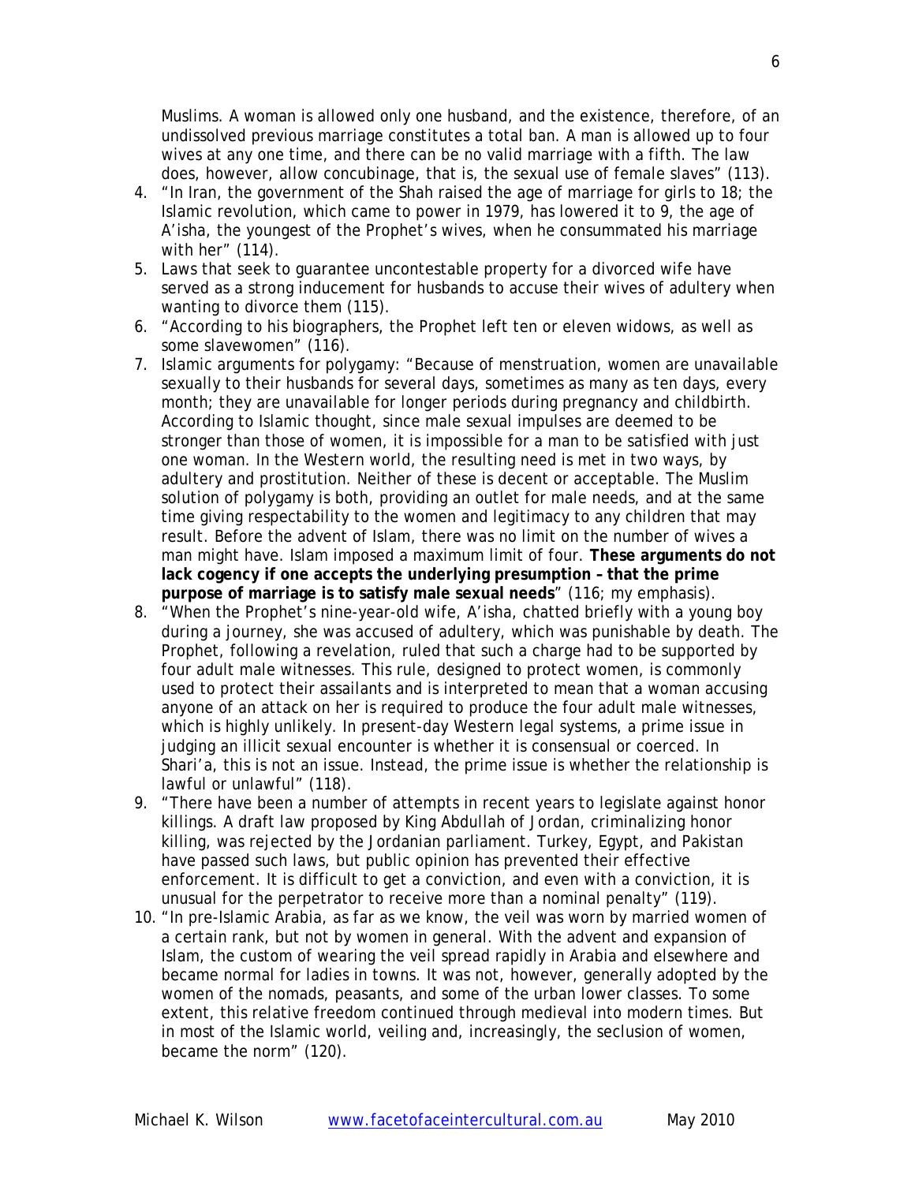Muslims. A woman is allowed only one husband, and the existence, therefore, of an undissolved previous marriage constitutes a total ban. A man is allowed up to four wives at any one time, and there can be no valid marriage with a fifth. The law does, however, allow concubinage, that is, the sexual use of female slaves" (113).

4. "In Iran, the government of the Shah raised the age of marriage for girls to 18; the Islamic revolution, which came to power in 1979, has lowered it to 9, the age of A'isha, the youngest of the Prophet's wives, when he consummated his marriage with her" (114).
5. Laws that seek to guarantee uncontestable property for a divorced wife have served as a strong inducement for husbands to accuse their wives of adultery when wanting to divorce them (115).
6. "According to his biographers, the Prophet left ten or eleven widows, as well as some slavewomen" (116).
7. Islamic arguments for polygamy: "Because of menstruation, women are unavailable sexually to their husbands for several days, sometimes as many as ten days, every month; they are unavailable for longer periods during pregnancy and childbirth. According to Islamic thought, since male sexual impulses are deemed to be stronger than those of women, it is impossible for a man to be satisfied with just one woman. In the Western world, the resulting need is met in two ways, by adultery and prostitution. Neither of these is decent or acceptable. The Muslim solution of polygamy is both, providing an outlet for male needs, and at the same time giving respectability to the women and legitimacy to any children that may result. Before the advent of Islam, there was no limit on the number of wives a man might have. Islam imposed a maximum limit of four. **These arguments do not lack cogency if one accepts the underlying presumption – that the prime purpose of marriage is to satisfy male sexual needs**" (116; my emphasis).
8. "When the Prophet's nine-year-old wife, A'isha, chatted briefly with a young boy during a journey, she was accused of adultery, which was punishable by death. The Prophet, following a revelation, ruled that such a charge had to be supported by four adult male witnesses. This rule, designed to protect women, is commonly used to protect their assailants and is interpreted to mean that a woman accusing anyone of an attack on her is required to produce the four adult male witnesses, which is highly unlikely. In present-day Western legal systems, a prime issue in judging an illicit sexual encounter is whether it is consensual or coerced. In Shari'a, this is not an issue. Instead, the prime issue is whether the relationship is lawful or unlawful" (118).
9. "There have been a number of attempts in recent years to legislate against honor killings. A draft law proposed by King Abdullah of Jordan, criminalizing honor killing, was rejected by the Jordanian parliament. Turkey, Egypt, and Pakistan have passed such laws, but public opinion has prevented their effective enforcement. It is difficult to get a conviction, and even with a conviction, it is unusual for the perpetrator to receive more than a nominal penalty" (119).
10. "In pre-Islamic Arabia, as far as we know, the veil was worn by married women of a certain rank, but not by women in general. With the advent and expansion of Islam, the custom of wearing the veil spread rapidly in Arabia and elsewhere and became normal for ladies in towns. It was not, however, generally adopted by the women of the nomads, peasants, and some of the urban lower classes. To some extent, this relative freedom continued through medieval into modern times. But in most of the Islamic world, veiling and, increasingly, the seclusion of women, became the norm" (120).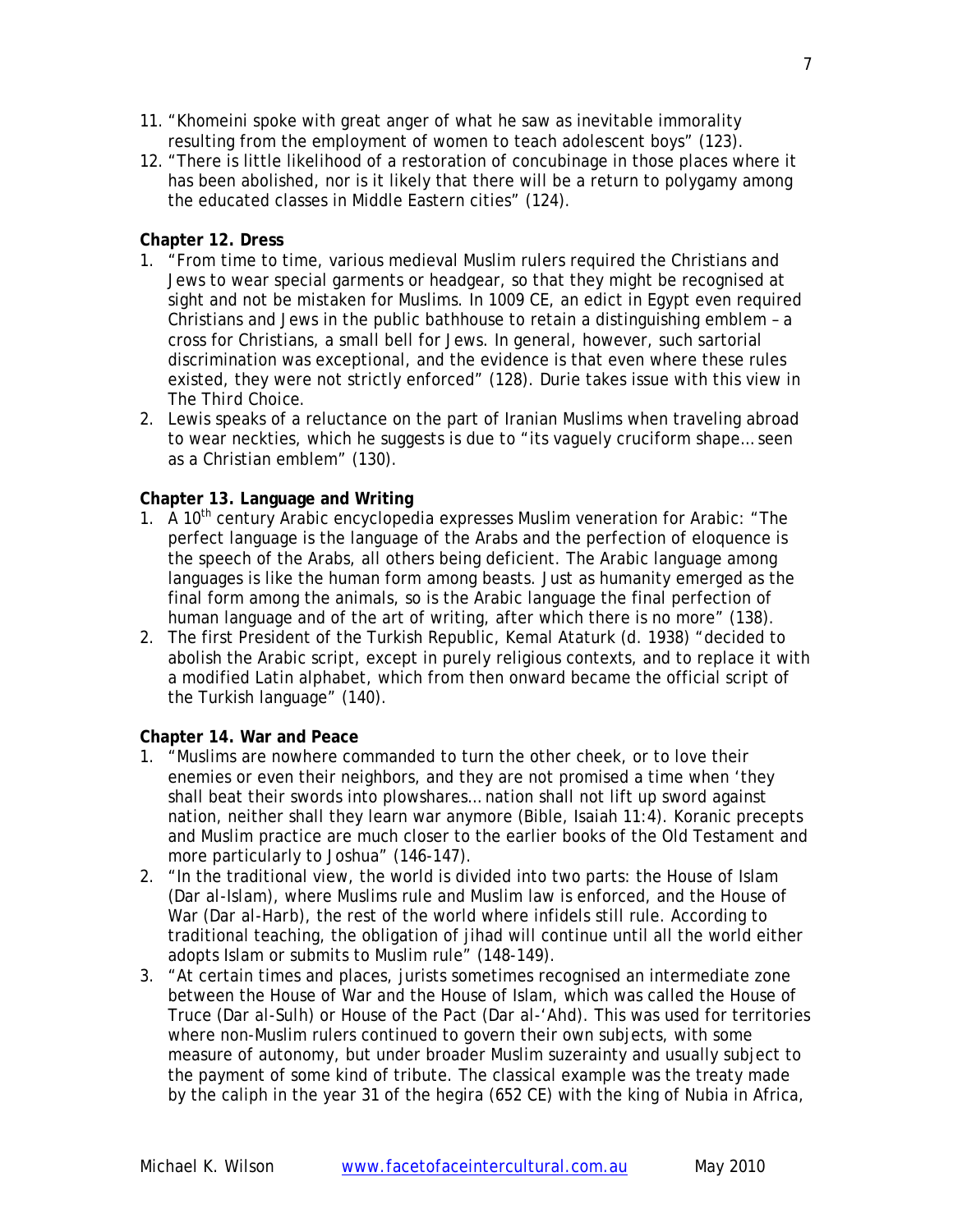11. "Khomeini spoke with great anger of what he saw as inevitable immorality resulting from the employment of women to teach adolescent boys" (123).
12. "There is little likelihood of a restoration of concubinage in those places where it has been abolished, nor is it likely that there will be a return to polygamy among the educated classes in Middle Eastern cities" (124).

**Chapter 12. Dress**

1. "From time to time, various medieval Muslim rulers required the Christians and Jews to wear special garments or headgear, so that they might be recognised at sight and not be mistaken for Muslims. In 1009 CE, an edict in Egypt even required Christians and Jews in the public bathhouse to retain a distinguishing emblem – a cross for Christians, a small bell for Jews. In general, however, such sartorial discrimination was exceptional, and the evidence is that even where these rules existed, they were not strictly enforced" (128). Durie takes issue with this view in *The Third Choice*.
2. Lewis speaks of a reluctance on the part of Iranian Muslims when traveling abroad to wear neckties, which he suggests is due to "its vaguely cruciform shape… seen as a Christian emblem" (130).

**Chapter 13. Language and Writing**

1. A 10th century Arabic encyclopedia expresses Muslim veneration for Arabic: "The perfect language is the language of the Arabs and the perfection of eloquence is the speech of the Arabs, all others being deficient. The Arabic language among languages is like the human form among beasts. Just as humanity emerged as the final form among the animals, so is the Arabic language the final perfection of human language and of the art of writing, after which there is no more" (138).
2. The first President of the Turkish Republic, Kemal Ataturk (d. 1938) "decided to abolish the Arabic script, except in purely religious contexts, and to replace it with a modified Latin alphabet, which from then onward became the official script of the Turkish language" (140).

**Chapter 14. War and Peace**

1. "Muslims are nowhere commanded to turn the other cheek, or to love their enemies or even their neighbors, and they are not promised a time when 'they shall beat their swords into plowshares… nation shall not lift up sword against nation, neither shall they learn war anymore (Bible, Isaiah 11:4). Koranic precepts and Muslim practice are much closer to the earlier books of the Old Testament and more particularly to Joshua" (146-147).
2. "In the traditional view, the world is divided into two parts: the House of Islam (Dar al-Islam), where Muslims rule and Muslim law is enforced, and the House of War (Dar al-Harb), the rest of the world where infidels still rule. According to traditional teaching, the obligation of jihad will continue until all the world either adopts Islam or submits to Muslim rule" (148-149).
3. "At certain times and places, jurists sometimes recognised an intermediate zone between the House of War and the House of Islam, which was called the House of Truce (Dar al-Sulh) or House of the Pact (Dar al-'Ahd). This was used for territories where non-Muslim rulers continued to govern their own subjects, with some measure of autonomy, but under broader Muslim suzerainty and usually subject to the payment of some kind of tribute. The classical example was the treaty made by the caliph in the year 31 of the hegira (652 CE) with the king of Nubia in Africa,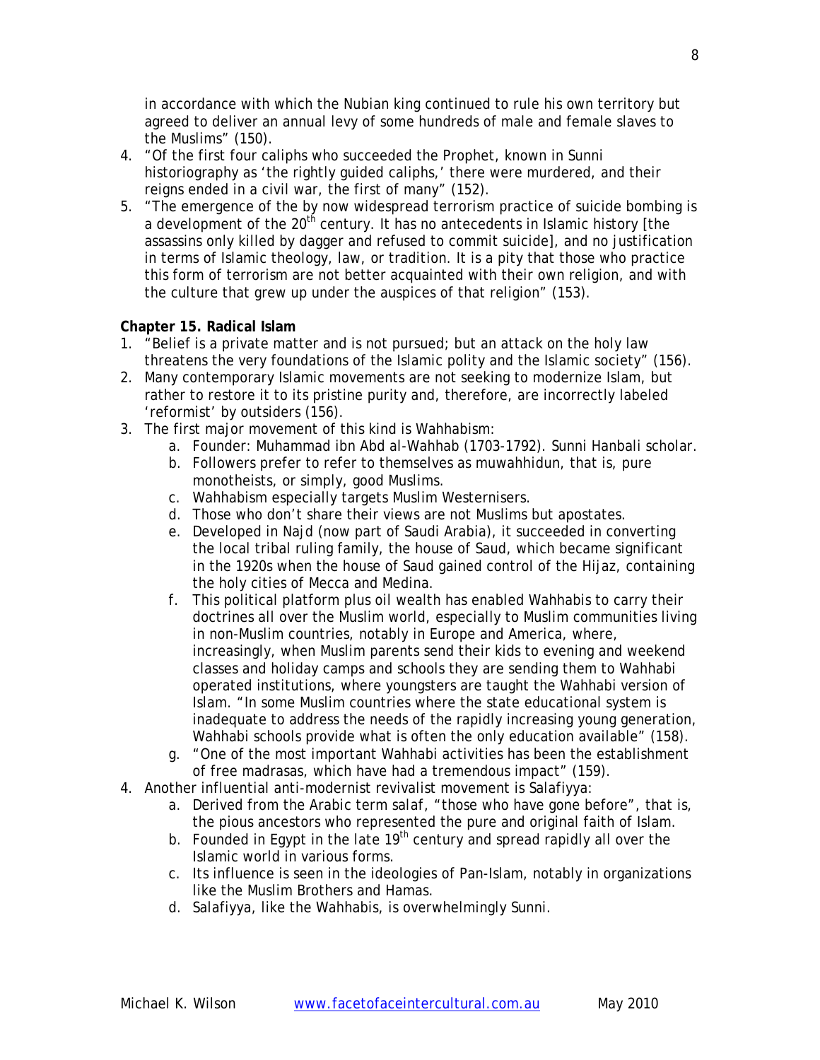in accordance with which the Nubian king continued to rule his own territory but agreed to deliver an annual levy of some hundreds of male and female slaves to the Muslims" (150).

4. "Of the first four caliphs who succeeded the Prophet, known in Sunni historiography as 'the rightly guided caliphs,' there were murdered, and their reigns ended in a civil war, the first of many" (152).
5. "The emergence of the by now widespread terrorism practice of suicide bombing is a development of the 20th century. It has no antecedents in Islamic history [the assassins only killed by dagger and refused to commit suicide], and no justification in terms of Islamic theology, law, or tradition. It is a pity that those who practice this form of terrorism are not better acquainted with their own religion, and with the culture that grew up under the auspices of that religion" (153).

**Chapter 15. Radical Islam**

1. "Belief is a private matter and is not pursued; but an attack on the holy law threatens the very foundations of the Islamic polity and the Islamic society" (156).
2. Many contemporary Islamic movements are not seeking to modernize Islam, but rather to restore it to its pristine purity and, therefore, are incorrectly labeled 'reformist' by outsiders (156).
3. The first major movement of this kind is Wahhabism:
   a. Founder: Muhammad ibn Abd al-Wahhab (1703-1792). Sunni Hanbali scholar.
   b. Followers prefer to refer to themselves as muwahhidun, that is, pure monotheists, or simply, good Muslims.
   c. Wahhabism especially targets Muslim Westernisers.
   d. Those who don't share their views are not Muslims but apostates.
   e. Developed in Najd (now part of Saudi Arabia), it succeeded in converting the local tribal ruling family, the house of Saud, which became significant in the 1920s when the house of Saud gained control of the Hijaz, containing the holy cities of Mecca and Medina.
   f. This political platform plus oil wealth has enabled Wahhabis to carry their doctrines all over the Muslim world, especially to Muslim communities living in non-Muslim countries, notably in Europe and America, where, increasingly, when Muslim parents send their kids to evening and weekend classes and holiday camps and schools they are sending them to Wahhabi operated institutions, where youngsters are taught the Wahhabi version of Islam. "In some Muslim countries where the state educational system is inadequate to address the needs of the rapidly increasing young generation, Wahhabi schools provide what is often the only education available" (158).
   g. "One of the most important Wahhabi activities has been the establishment of free madrasas, which have had a tremendous impact" (159).
4. Another influential anti-modernist revivalist movement is Salafiyya:
   a. Derived from the Arabic term salaf, "those who have gone before", that is, the pious ancestors who represented the pure and original faith of Islam.
   b. Founded in Egypt in the late 19th century and spread rapidly all over the Islamic world in various forms.
   c. Its influence is seen in the ideologies of Pan-Islam, notably in organizations like the Muslim Brothers and Hamas.
   d. Salafiyya, like the Wahhabis, is overwhelmingly Sunni.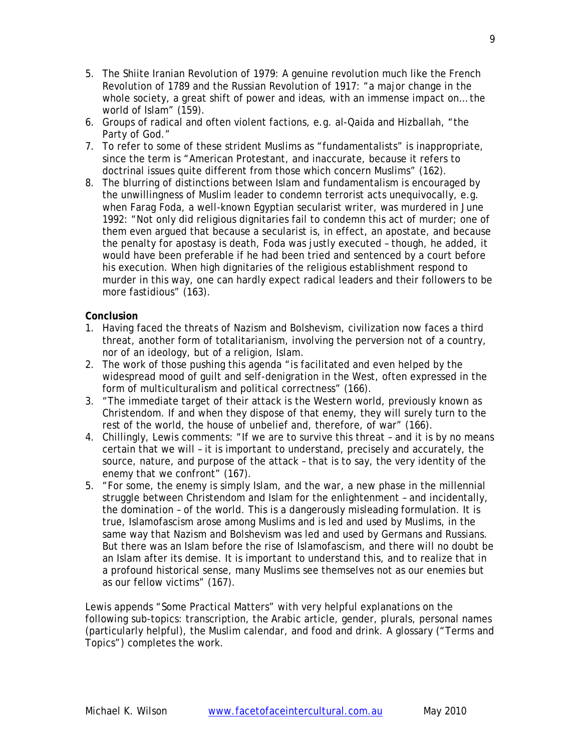5. The Shiite Iranian Revolution of 1979: A genuine revolution much like the French Revolution of 1789 and the Russian Revolution of 1917: "a major change in the whole society, a great shift of power and ideas, with an immense impact on… the world of Islam" (159).
6. Groups of radical and often violent factions, e.g. al-Qaida and Hizballah, "the Party of God."
7. To refer to some of these strident Muslims as "fundamentalists" is inappropriate, since the term is "American Protestant, and inaccurate, because it refers to doctrinal issues quite different from those which concern Muslims" (162).
8. The blurring of distinctions between Islam and fundamentalism is encouraged by the unwillingness of Muslim leader to condemn terrorist acts unequivocally, e.g. when Farag Foda, a well-known Egyptian secularist writer, was murdered in June 1992: "Not only did religious dignitaries fail to condemn this act of murder; one of them even argued that because a secularist is, in effect, an apostate, and because the penalty for apostasy is death, Foda was justly executed – though, he added, it would have been preferable if he had been tried and sentenced by a court before his execution. When high dignitaries of the religious establishment respond to murder in this way, one can hardly expect radical leaders and their followers to be more fastidious" (163).

**Conclusion**

1. Having faced the threats of Nazism and Bolshevism, civilization now faces a third threat, another form of totalitarianism, involving the perversion not of a country, nor of an ideology, but of a religion, Islam.
2. The work of those pushing this agenda "is facilitated and even helped by the widespread mood of guilt and self-denigration in the West, often expressed in the form of multiculturalism and political correctness" (166).
3. "The immediate target of their attack is the Western world, previously known as Christendom. If and when they dispose of that enemy, they will surely turn to the rest of the world, the house of unbelief and, therefore, of war" (166).
4. Chillingly, Lewis comments: "If we are to survive this threat – and it is by no means certain that we will – it is important to understand, precisely and accurately, the source, nature, and purpose of the attack – that is to say, the very identity of the enemy that we confront" (167).
5. "For some, the enemy is simply Islam, and the war, a new phase in the millennial struggle between Christendom and Islam for the enlightenment – and incidentally, the domination – of the world. This is a dangerously misleading formulation. It is true, Islamofascism arose among Muslims and is led and used by Muslims, in the same way that Nazism and Bolshevism was led and used by Germans and Russians. But there was an Islam before the rise of Islamofascism, and there will no doubt be an Islam after its demise. It is important to understand this, and to realize that in a profound historical sense, many Muslims see themselves not as our enemies but as our fellow victims" (167).

Lewis appends "Some Practical Matters" with very helpful explanations on the following sub-topics: transcription, the Arabic article, gender, plurals, personal names (particularly helpful), the Muslim calendar, and food and drink. A glossary ("Terms and Topics") completes the work.